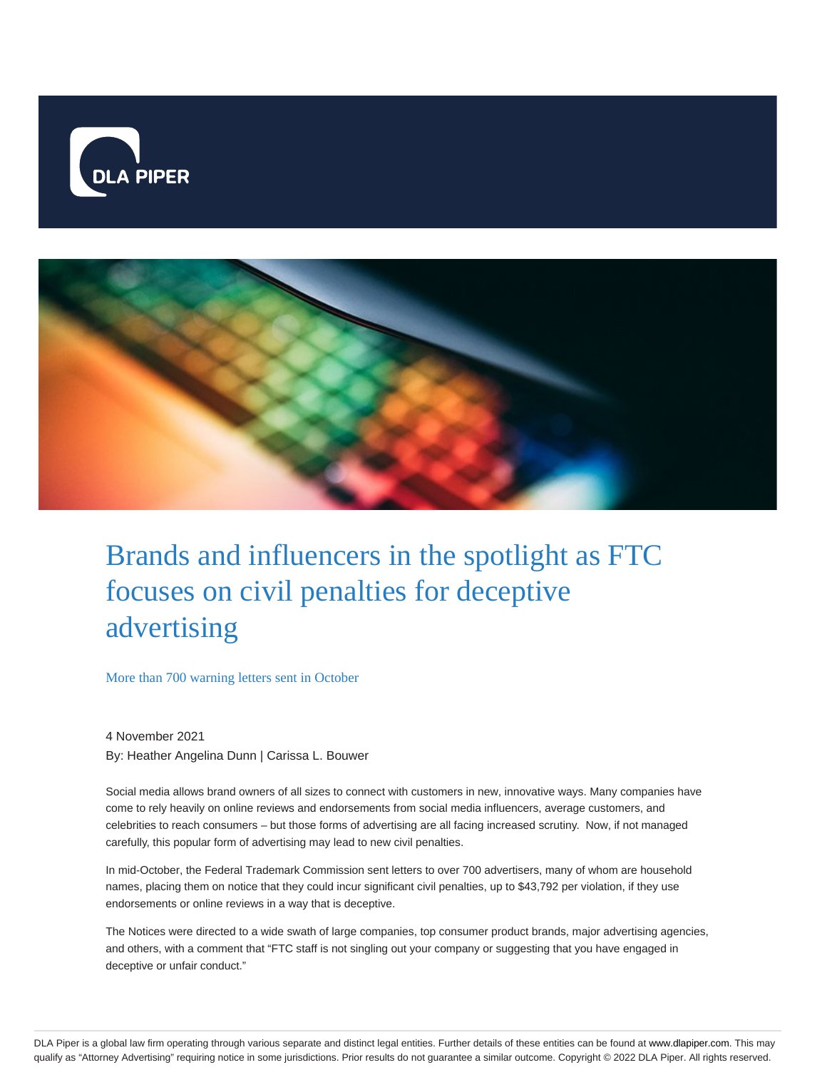# Brands and influencers in the spotlight as FTC focuses on civil penalties for deceptive advertising

More than 700 warning letters sent in October

4 November 2021

By: Heather Angelina Dunn | Carissa L. Bouwer

Social media allows brand owners of all sizes to connect with customers in new, innovative ways. Many companies have come to rely heavily on online reviews and endorsements from social media influencers, average customers, and celebrities to reach consumers – but those forms of advertising are all facing increased scrutiny. Now, if not managed carefully, this popular form of advertising may lead to new civil penalties.

In mid-October, the Federal Trademark Commission sent letters to over 700 advertisers, many of whom are household names, placing them on notice that they could incur significant civil penalties, up to $43,792 per violation, if they use endorsements or online reviews in a way that is deceptive.

The Notices were directed to a wide swath of large companies, top consumer product brands, major advertising agencies, and others, with a comment that "FTC staff is not singling out your company or suggesting that you have engaged in deceptive or unfair conduct."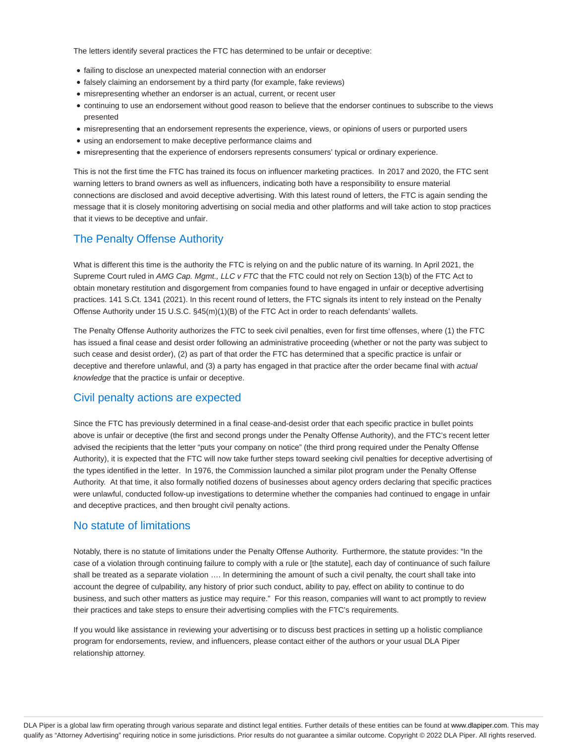The letters identify several practices the FTC has determined to be unfair or deceptive:

- failing to disclose an unexpected material connection with an endorser
- falsely claiming an endorsement by a third party (for example, fake reviews)
- misrepresenting whether an endorser is an actual, current, or recent user
- continuing to use an endorsement without good reason to believe that the endorser continues to subscribe to the views presented
- misrepresenting that an endorsement represents the experience, views, or opinions of users or purported users
- using an endorsement to make deceptive performance claims and
- misrepresenting that the experience of endorsers represents consumers' typical or ordinary experience.

This is not the first time the FTC has trained its focus on influencer marketing practices. In 2017 and 2020, the FTC sent warning letters to brand owners as well as influencers, indicating both have a responsibility to ensure material connections are disclosed and avoid deceptive advertising. With this latest round of letters, the FTC is again sending the message that it is closely monitoring advertising on social media and other platforms and will take action to stop practices that it views to be deceptive and unfair.

## The Penalty Offense Authority

What is different this time is the authority the FTC is relying on and the public nature of its warning. In April 2021, the Supreme Court ruled in *AMG Cap. Mgmt., LLC v FTC* that the FTC could not rely on Section 13(b) of the FTC Act to obtain monetary restitution and disgorgement from companies found to have engaged in unfair or deceptive advertising practices. 141 S.Ct. 1341 (2021). In this recent round of letters, the FTC signals its intent to rely instead on the Penalty Offense Authority under 15 U.S.C. §45(m)(1)(B) of the FTC Act in order to reach defendants' wallets.

The Penalty Offense Authority authorizes the FTC to seek civil penalties, even for first time offenses, where (1) the FTC has issued a final cease and desist order following an administrative proceeding (whether or not the party was subject to such cease and desist order), (2) as part of that order the FTC has determined that a specific practice is unfair or deceptive and therefore unlawful, and (3) a party has engaged in that practice after the order became final with *actual knowledge* that the practice is unfair or deceptive.

## Civil penalty actions are expected

Since the FTC has previously determined in a final cease-and-desist order that each specific practice in bullet points above is unfair or deceptive (the first and second prongs under the Penalty Offense Authority), and the FTC's recent letter advised the recipients that the letter "puts your company on notice" (the third prong required under the Penalty Offense Authority), it is expected that the FTC will now take further steps toward seeking civil penalties for deceptive advertising of the types identified in the letter. In 1976, the Commission launched a similar pilot program under the Penalty Offense Authority. At that time, it also formally notified dozens of businesses about agency orders declaring that specific practices were unlawful, conducted follow-up investigations to determine whether the companies had continued to engage in unfair and deceptive practices, and then brought civil penalty actions.

## No statute of limitations

Notably, there is no statute of limitations under the Penalty Offense Authority. Furthermore, the statute provides: "In the case of a violation through continuing failure to comply with a rule or [the statute], each day of continuance of such failure shall be treated as a separate violation …. In determining the amount of such a civil penalty, the court shall take into account the degree of culpability, any history of prior such conduct, ability to pay, effect on ability to continue to do business, and such other matters as justice may require." For this reason, companies will want to act promptly to review their practices and take steps to ensure their advertising complies with the FTC's requirements.

If you would like assistance in reviewing your advertising or to discuss best practices in setting up a holistic compliance program for endorsements, review, and influencers, please contact either of the authors or your usual DLA Piper relationship attorney.

DLA Piper is a global law firm operating through various separate and distinct legal entities. Further details of these entities can be found at www.dlapiper.com. This may qualify as "Attorney Advertising" requiring notice in some jurisdictions. Prior results do not guarantee a similar outcome. Copyright © 2022 DLA Piper. All rights reserved.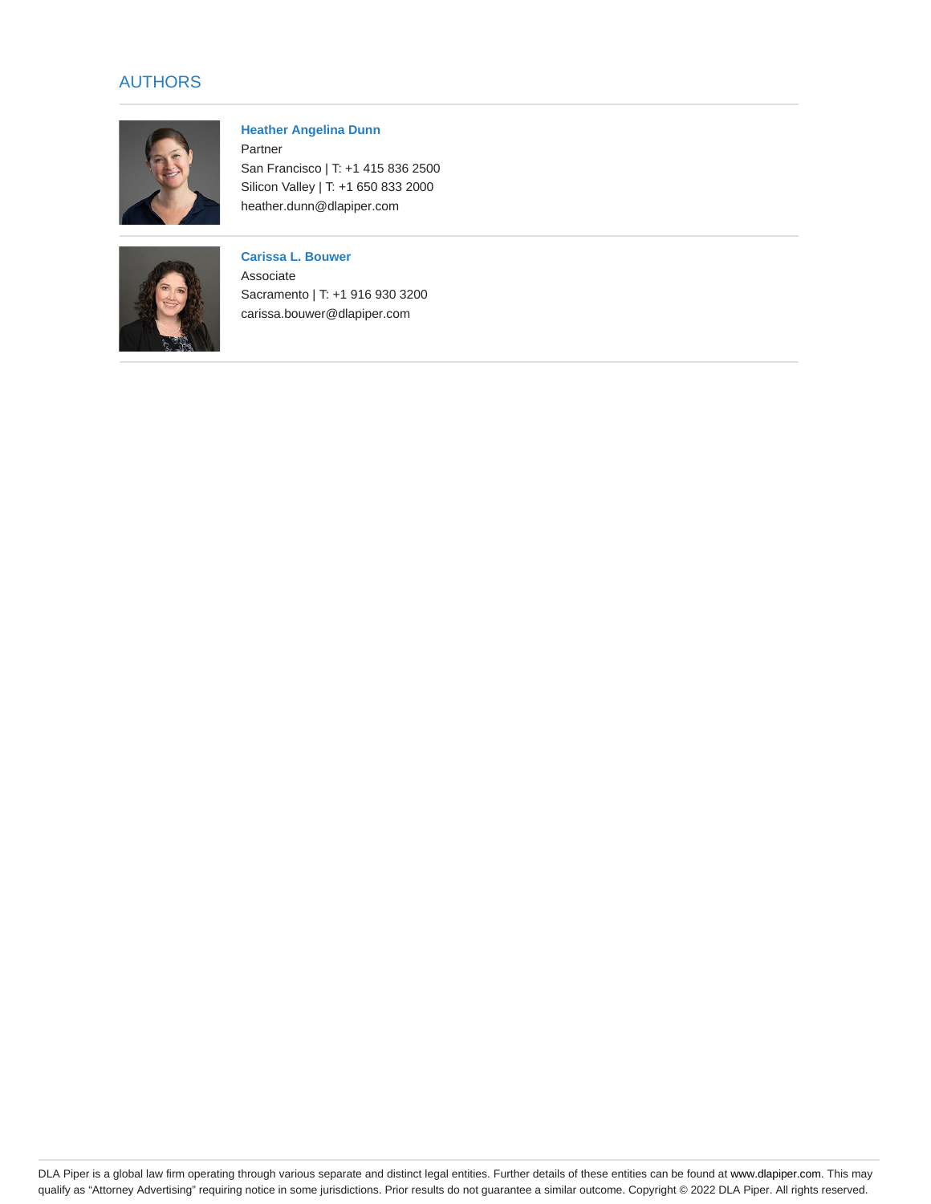## AUTHORS

**Heather Angelina Dunn**
Partner
San Francisco | T: +1 415 836 2500
Silicon Valley | T: +1 650 833 2000
heather.dunn@dlapiper.com

**Carissa L. Bouwer**
Associate
Sacramento | T: +1 916 930 3200
carissa.bouwer@dlapiper.com

DLA Piper is a global law firm operating through various separate and distinct legal entities. Further details of these entities can be found at www.dlapiper.com. This may qualify as "Attorney Advertising" requiring notice in some jurisdictions. Prior results do not guarantee a similar outcome. Copyright © 2022 DLA Piper. All rights reserved.